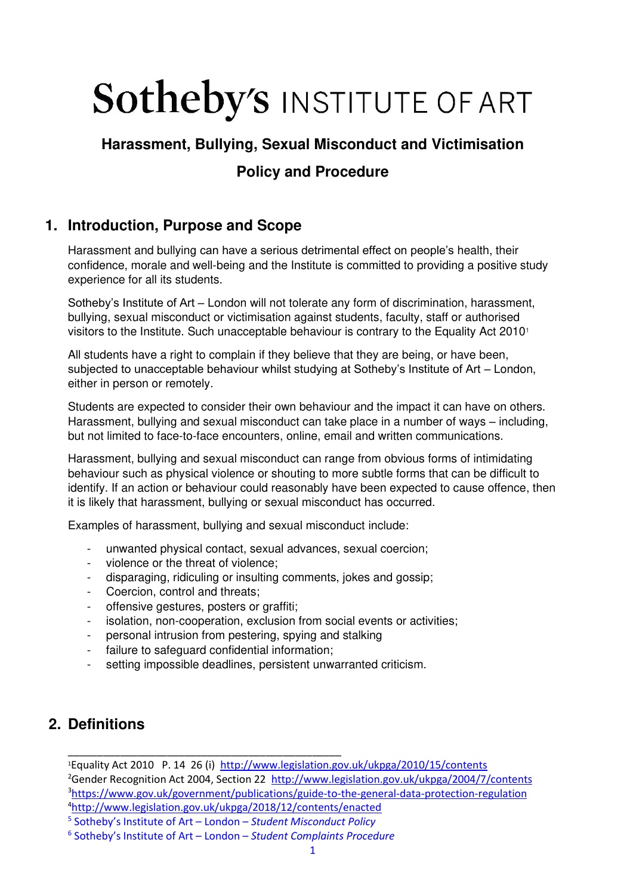# Sotheby's INSTITUTE OF ART

## Harassment, Bullying, Sexual Misconduct and Victimisation Policy and Procedure

## 1. Introduction, Purpose and Scope

Harassment and bullying can have a serious detrimental effect on people's health, their confidence, morale and well-being and the Institute is committed to providing a positive study experience for all its students.

Sotheby's Institute of Art – London will not tolerate any form of discrimination, harassment, bullying, sexual misconduct or victimisation against students, faculty, staff or authorised visitors to the Institute. Such unacceptable behaviour is contrary to the Equality Act 2010[1]

All students have a right to complain if they believe that they are being, or have been, subjected to unacceptable behaviour whilst studying at Sotheby's Institute of Art – London, either in person or remotely.

Students are expected to consider their own behaviour and the impact it can have on others. Harassment, bullying and sexual misconduct can take place in a number of ways – including, but not limited to face-to-face encounters, online, email and written communications.

Harassment, bullying and sexual misconduct can range from obvious forms of intimidating behaviour such as physical violence or shouting to more subtle forms that can be difficult to identify. If an action or behaviour could reasonably have been expected to cause offence, then it is likely that harassment, bullying or sexual misconduct has occurred.

Examples of harassment, bullying and sexual misconduct include:

- unwanted physical contact, sexual advances, sexual coercion;
- violence or the threat of violence;
- disparaging, ridiculing or insulting comments, jokes and gossip;
- Coercion, control and threats;
- offensive gestures, posters or graffiti;
- isolation, non-cooperation, exclusion from social events or activities;
- personal intrusion from pestering, spying and stalking
- failure to safeguard confidential information;
- setting impossible deadlines, persistent unwarranted criticism.

## 2. Definitions

---

[1] Equality Act 2010 P. 14 26 (i) http://www.legislation.gov.uk/ukpga/2010/15/contents

[2] Gender Recognition Act 2004, Section 22 http://www.legislation.gov.uk/ukpga/2004/7/contents

[3] https://www.gov.uk/government/publications/guide-to-the-general-data-protection-regulation

[4] http://www.legislation.gov.uk/ukpga/2018/12/contents/enacted

[5] Sotheby's Institute of Art – London – *Student Misconduct Policy*

[6] Sotheby's Institute of Art – London – *Student Complaints Procedure*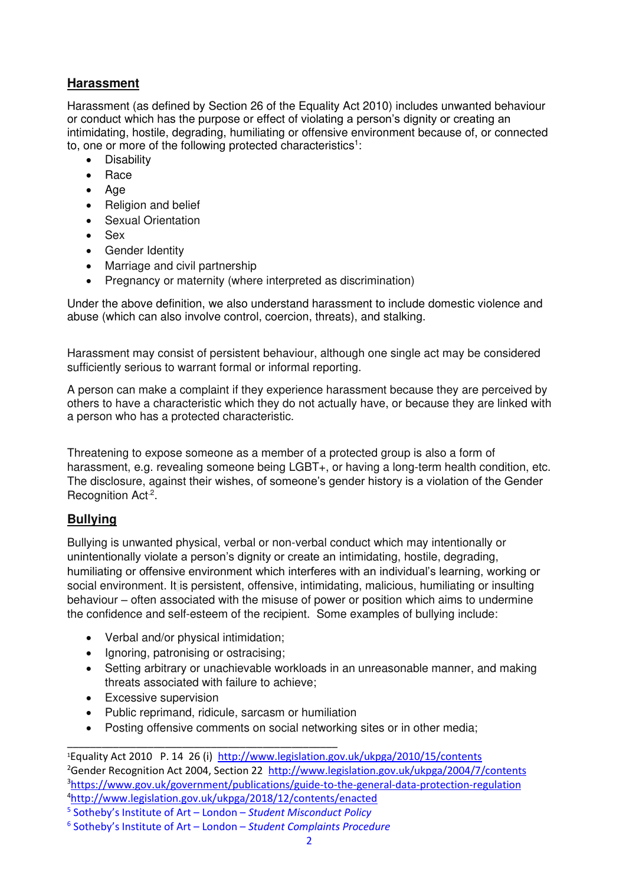## Harassment

Harassment (as defined by Section 26 of the Equality Act 2010) includes unwanted behaviour or conduct which has the purpose or effect of violating a person's dignity or creating an intimidating, hostile, degrading, humiliating or offensive environment because of, or connected to, one or more of the following protected characteristics[1]:

- Disability
- Race
- Age
- Religion and belief
- Sexual Orientation
- Sex
- Gender Identity
- Marriage and civil partnership
- Pregnancy or maternity (where interpreted as discrimination)

Under the above definition, we also understand harassment to include domestic violence and abuse (which can also involve control, coercion, threats), and stalking.

Harassment may consist of persistent behaviour, although one single act may be considered sufficiently serious to warrant formal or informal reporting.

A person can make a complaint if they experience harassment because they are perceived by others to have a characteristic which they do not actually have, or because they are linked with a person who has a protected characteristic.

Threatening to expose someone as a member of a protected group is also a form of harassment, e.g. revealing someone being LGBT+, or having a long-term health condition, etc. The disclosure, against their wishes, of someone's gender history is a violation of the Gender Recognition Act[2].

## Bullying

Bullying is unwanted physical, verbal or non-verbal conduct which may intentionally or unintentionally violate a person's dignity or create an intimidating, hostile, degrading, humiliating or offensive environment which interferes with an individual's learning, working or social environment. It is persistent, offensive, intimidating, malicious, humiliating or insulting behaviour – often associated with the misuse of power or position which aims to undermine the confidence and self-esteem of the recipient. Some examples of bullying include:

- Verbal and/or physical intimidation;
- Ignoring, patronising or ostracising;
- Setting arbitrary or unachievable workloads in an unreasonable manner, and making threats associated with failure to achieve;
- Excessive supervision
- Public reprimand, ridicule, sarcasm or humiliation
- Posting offensive comments on social networking sites or in other media;

---

[1] Equality Act 2010 P. 14 26 (i) http://www.legislation.gov.uk/ukpga/2010/15/contents

[2] Gender Recognition Act 2004, Section 22 http://www.legislation.gov.uk/ukpga/2004/7/contents

[3] https://www.gov.uk/government/publications/guide-to-the-general-data-protection-regulation

[4] http://www.legislation.gov.uk/ukpga/2018/12/contents/enacted

[5] Sotheby's Institute of Art – London – *Student Misconduct Policy*

[6] Sotheby's Institute of Art – London – *Student Complaints Procedure*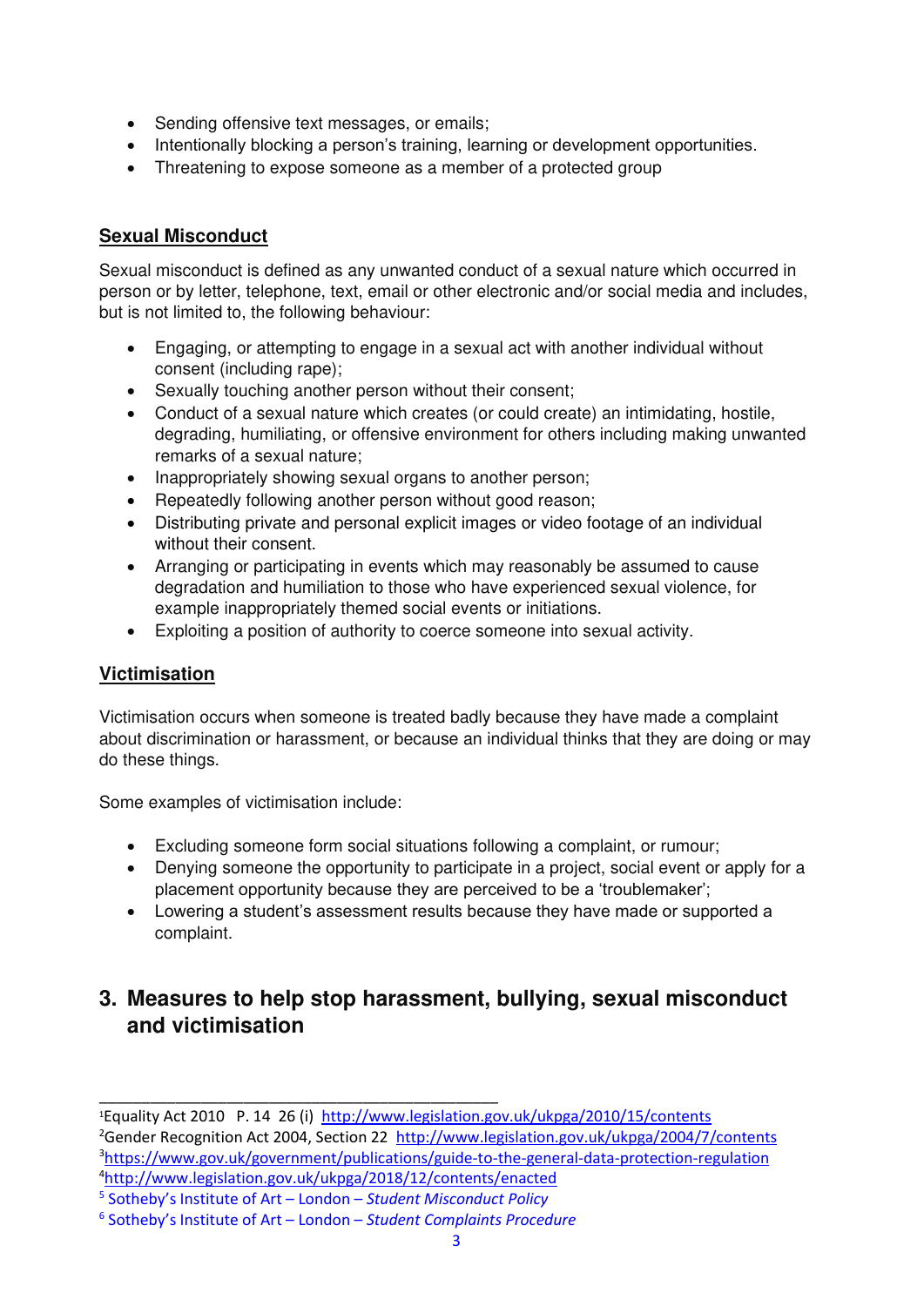- Sending offensive text messages, or emails;
- Intentionally blocking a person's training, learning or development opportunities.
- Threatening to expose someone as a member of a protected group

**Sexual Misconduct**

Sexual misconduct is defined as any unwanted conduct of a sexual nature which occurred in person or by letter, telephone, text, email or other electronic and/or social media and includes, but is not limited to, the following behaviour:

- Engaging, or attempting to engage in a sexual act with another individual without consent (including rape);
- Sexually touching another person without their consent;
- Conduct of a sexual nature which creates (or could create) an intimidating, hostile, degrading, humiliating, or offensive environment for others including making unwanted remarks of a sexual nature;
- Inappropriately showing sexual organs to another person;
- Repeatedly following another person without good reason;
- Distributing private and personal explicit images or video footage of an individual without their consent.
- Arranging or participating in events which may reasonably be assumed to cause degradation and humiliation to those who have experienced sexual violence, for example inappropriately themed social events or initiations.
- Exploiting a position of authority to coerce someone into sexual activity.

**Victimisation**

Victimisation occurs when someone is treated badly because they have made a complaint about discrimination or harassment, or because an individual thinks that they are doing or may do these things.

Some examples of victimisation include:

- Excluding someone form social situations following a complaint, or rumour;
- Denying someone the opportunity to participate in a project, social event or apply for a placement opportunity because they are perceived to be a 'troublemaker';
- Lowering a student's assessment results because they have made or supported a complaint.

## 3. Measures to help stop harassment, bullying, sexual misconduct and victimisation

---

[1] Equality Act 2010 P. 14 26 (i) http://www.legislation.gov.uk/ukpga/2010/15/contents

[2] Gender Recognition Act 2004, Section 22 http://www.legislation.gov.uk/ukpga/2004/7/contents

[3] https://www.gov.uk/government/publications/guide-to-the-general-data-protection-regulation

[4] http://www.legislation.gov.uk/ukpga/2018/12/contents/enacted

[5] Sotheby's Institute of Art – London – *Student Misconduct Policy*

[6] Sotheby's Institute of Art – London – *Student Complaints Procedure*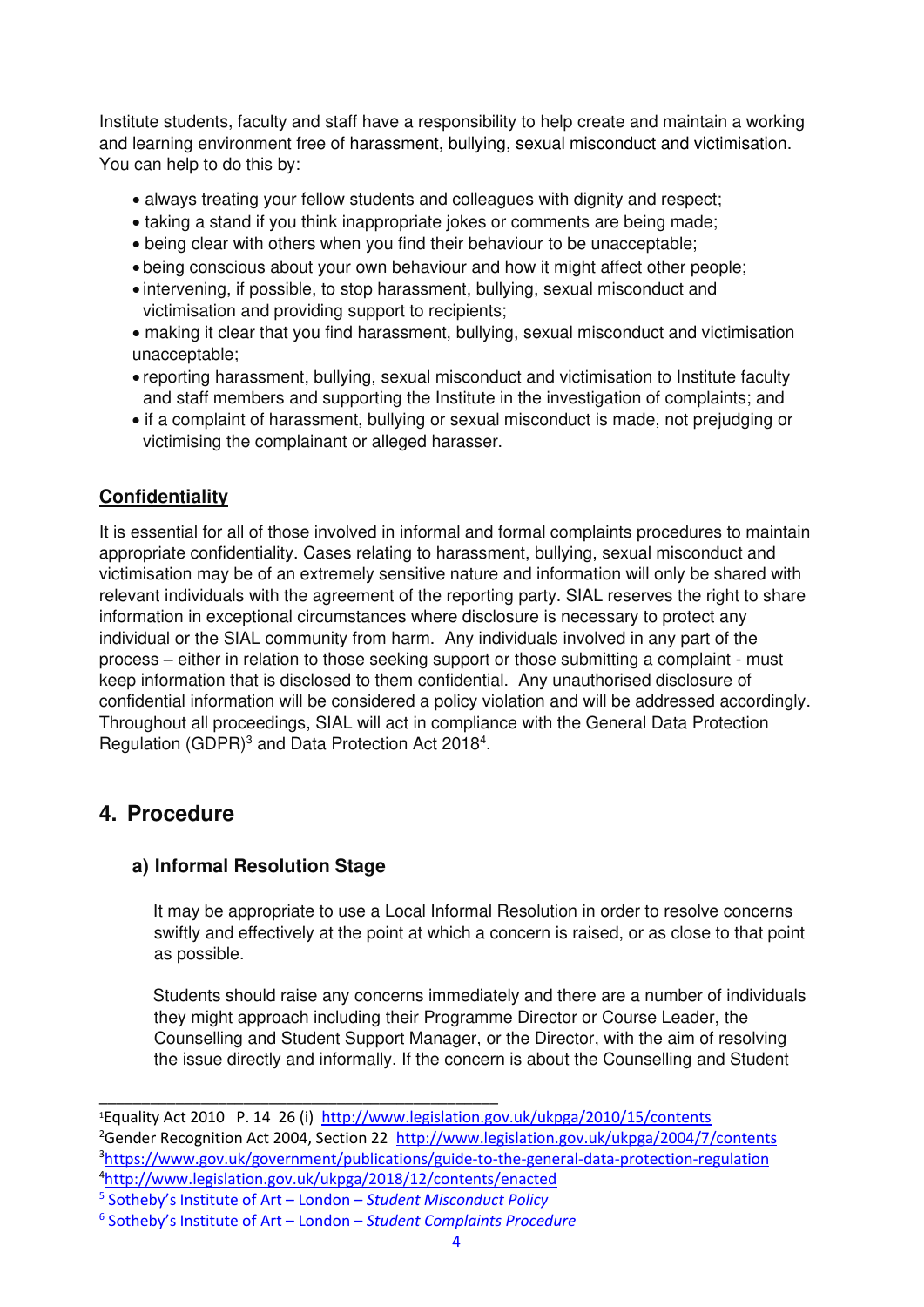Institute students, faculty and staff have a responsibility to help create and maintain a working and learning environment free of harassment, bullying, sexual misconduct and victimisation. You can help to do this by:

- always treating your fellow students and colleagues with dignity and respect;
- taking a stand if you think inappropriate jokes or comments are being made;
- being clear with others when you find their behaviour to be unacceptable;
- being conscious about your own behaviour and how it might affect other people;
- intervening, if possible, to stop harassment, bullying, sexual misconduct and victimisation and providing support to recipients;
- making it clear that you find harassment, bullying, sexual misconduct and victimisation unacceptable;
- reporting harassment, bullying, sexual misconduct and victimisation to Institute faculty and staff members and supporting the Institute in the investigation of complaints; and
- if a complaint of harassment, bullying or sexual misconduct is made, not prejudging or victimising the complainant or alleged harasser.

**Confidentiality**

It is essential for all of those involved in informal and formal complaints procedures to maintain appropriate confidentiality. Cases relating to harassment, bullying, sexual misconduct and victimisation may be of an extremely sensitive nature and information will only be shared with relevant individuals with the agreement of the reporting party. SIAL reserves the right to share information in exceptional circumstances where disclosure is necessary to protect any individual or the SIAL community from harm. Any individuals involved in any part of the process – either in relation to those seeking support or those submitting a complaint - must keep information that is disclosed to them confidential. Any unauthorised disclosure of confidential information will be considered a policy violation and will be addressed accordingly. Throughout all proceedings, SIAL will act in compliance with the General Data Protection Regulation (GDPR)[3] and Data Protection Act 2018[4].

## 4. Procedure

### a) Informal Resolution Stage

It may be appropriate to use a Local Informal Resolution in order to resolve concerns swiftly and effectively at the point at which a concern is raised, or as close to that point as possible.

Students should raise any concerns immediately and there are a number of individuals they might approach including their Programme Director or Course Leader, the Counselling and Student Support Manager, or the Director, with the aim of resolving the issue directly and informally. If the concern is about the Counselling and Student

---

[1] Equality Act 2010 P. 14 26 (i) http://www.legislation.gov.uk/ukpga/2010/15/contents
[2] Gender Recognition Act 2004, Section 22 http://www.legislation.gov.uk/ukpga/2004/7/contents
[3] https://www.gov.uk/government/publications/guide-to-the-general-data-protection-regulation
[4] http://www.legislation.gov.uk/ukpga/2018/12/contents/enacted
[5] Sotheby's Institute of Art – London – *Student Misconduct Policy*
[6] Sotheby's Institute of Art – London – *Student Complaints Procedure*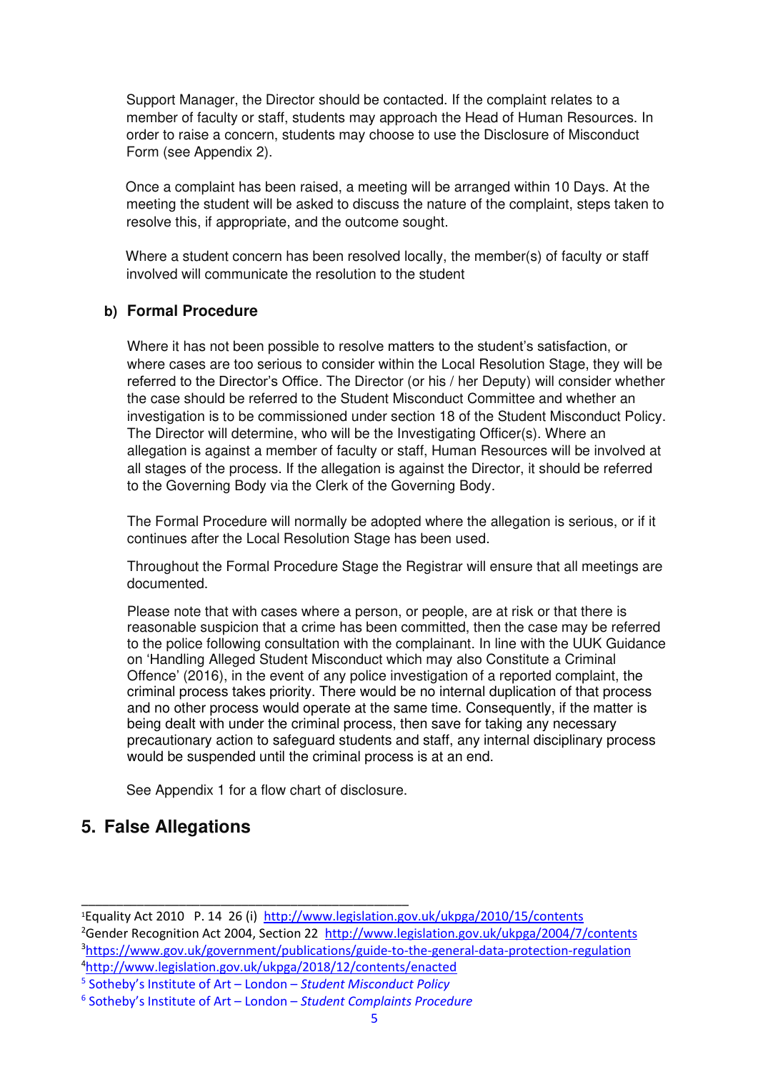Support Manager, the Director should be contacted. If the complaint relates to a member of faculty or staff, students may approach the Head of Human Resources. In order to raise a concern, students may choose to use the Disclosure of Misconduct Form (see Appendix 2).

Once a complaint has been raised, a meeting will be arranged within 10 Days. At the meeting the student will be asked to discuss the nature of the complaint, steps taken to resolve this, if appropriate, and the outcome sought.

Where a student concern has been resolved locally, the member(s) of faculty or staff involved will communicate the resolution to the student

### b) Formal Procedure

Where it has not been possible to resolve matters to the student's satisfaction, or where cases are too serious to consider within the Local Resolution Stage, they will be referred to the Director's Office. The Director (or his / her Deputy) will consider whether the case should be referred to the Student Misconduct Committee and whether an investigation is to be commissioned under section 18 of the Student Misconduct Policy. The Director will determine, who will be the Investigating Officer(s). Where an allegation is against a member of faculty or staff, Human Resources will be involved at all stages of the process. If the allegation is against the Director, it should be referred to the Governing Body via the Clerk of the Governing Body.

The Formal Procedure will normally be adopted where the allegation is serious, or if it continues after the Local Resolution Stage has been used.

Throughout the Formal Procedure Stage the Registrar will ensure that all meetings are documented.

Please note that with cases where a person, or people, are at risk or that there is reasonable suspicion that a crime has been committed, then the case may be referred to the police following consultation with the complainant. In line with the UUK Guidance on 'Handling Alleged Student Misconduct which may also Constitute a Criminal Offence' (2016), in the event of any police investigation of a reported complaint, the criminal process takes priority. There would be no internal duplication of that process and no other process would operate at the same time. Consequently, if the matter is being dealt with under the criminal process, then save for taking any necessary precautionary action to safeguard students and staff, any internal disciplinary process would be suspended until the criminal process is at an end.

See Appendix 1 for a flow chart of disclosure.

## 5. False Allegations

---

[1]Equality Act 2010 P. 14 26 (i) http://www.legislation.gov.uk/ukpga/2010/15/contents

[2]Gender Recognition Act 2004, Section 22 http://www.legislation.gov.uk/ukpga/2004/7/contents

[3]https://www.gov.uk/government/publications/guide-to-the-general-data-protection-regulation

[4]http://www.legislation.gov.uk/ukpga/2018/12/contents/enacted

[5] Sotheby's Institute of Art – London – *Student Misconduct Policy*

[6] Sotheby's Institute of Art – London – *Student Complaints Procedure*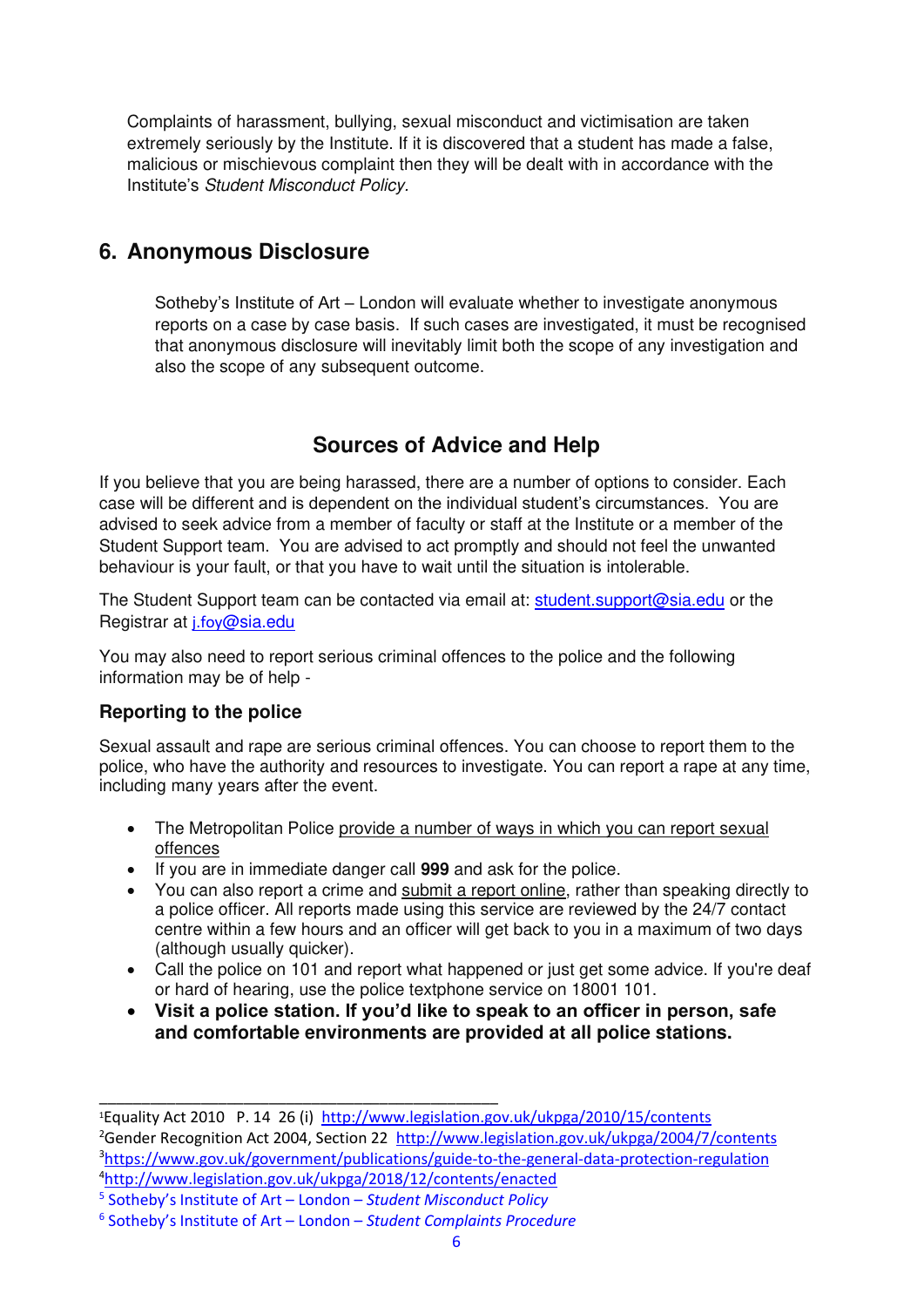Complaints of harassment, bullying, sexual misconduct and victimisation are taken extremely seriously by the Institute. If it is discovered that a student has made a false, malicious or mischievous complaint then they will be dealt with in accordance with the Institute's *Student Misconduct Policy*.

## 6. Anonymous Disclosure

Sotheby's Institute of Art – London will evaluate whether to investigate anonymous reports on a case by case basis. If such cases are investigated, it must be recognised that anonymous disclosure will inevitably limit both the scope of any investigation and also the scope of any subsequent outcome.

## Sources of Advice and Help

If you believe that you are being harassed, there are a number of options to consider. Each case will be different and is dependent on the individual student's circumstances. You are advised to seek advice from a member of faculty or staff at the Institute or a member of the Student Support team. You are advised to act promptly and should not feel the unwanted behaviour is your fault, or that you have to wait until the situation is intolerable.

The Student Support team can be contacted via email at: student.support@sia.edu or the Registrar at j.foy@sia.edu

You may also need to report serious criminal offences to the police and the following information may be of help -

### Reporting to the police

Sexual assault and rape are serious criminal offences. You can choose to report them to the police, who have the authority and resources to investigate. You can report a rape at any time, including many years after the event.

- The Metropolitan Police provide a number of ways in which you can report sexual offences
- If you are in immediate danger call **999** and ask for the police.
- You can also report a crime and submit a report online, rather than speaking directly to a police officer. All reports made using this service are reviewed by the 24/7 contact centre within a few hours and an officer will get back to you in a maximum of two days (although usually quicker).
- Call the police on 101 and report what happened or just get some advice. If you're deaf or hard of hearing, use the police textphone service on 18001 101.
- **Visit a police station. If you'd like to speak to an officer in person, safe and comfortable environments are provided at all police stations.**

---

[1] Equality Act 2010 P. 14 26 (i) http://www.legislation.gov.uk/ukpga/2010/15/contents

[2] Gender Recognition Act 2004, Section 22 http://www.legislation.gov.uk/ukpga/2004/7/contents

[3] https://www.gov.uk/government/publications/guide-to-the-general-data-protection-regulation

[4] http://www.legislation.gov.uk/ukpga/2018/12/contents/enacted

[5] Sotheby's Institute of Art – London – *Student Misconduct Policy*

[6] Sotheby's Institute of Art – London – *Student Complaints Procedure*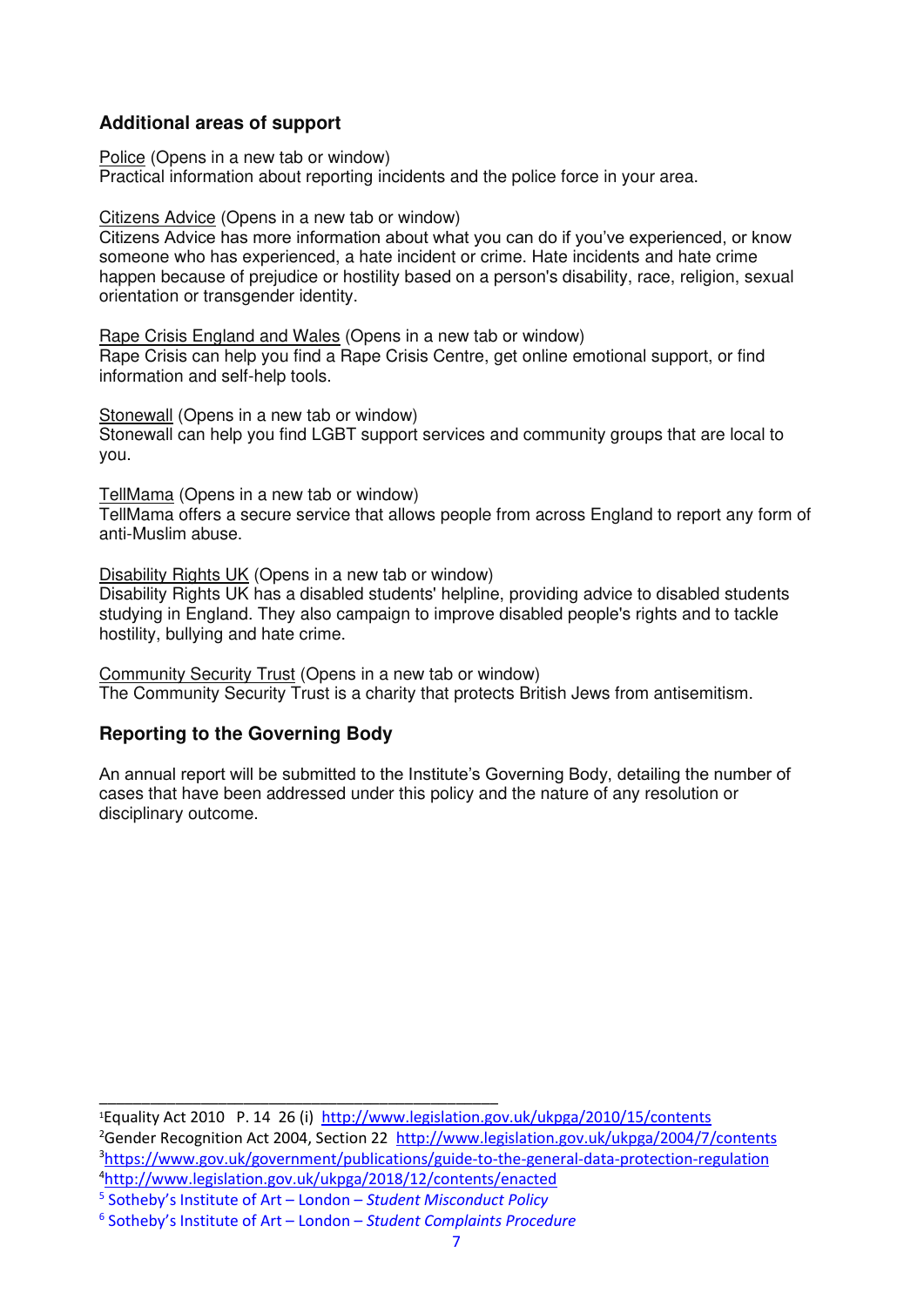### Additional areas of support

Police (Opens in a new tab or window)
Practical information about reporting incidents and the police force in your area.

Citizens Advice (Opens in a new tab or window)
Citizens Advice has more information about what you can do if you've experienced, or know someone who has experienced, a hate incident or crime. Hate incidents and hate crime happen because of prejudice or hostility based on a person's disability, race, religion, sexual orientation or transgender identity.

Rape Crisis England and Wales (Opens in a new tab or window)
Rape Crisis can help you find a Rape Crisis Centre, get online emotional support, or find information and self-help tools.

Stonewall (Opens in a new tab or window)
Stonewall can help you find LGBT support services and community groups that are local to you.

TellMama (Opens in a new tab or window)
TellMama offers a secure service that allows people from across England to report any form of anti-Muslim abuse.

Disability Rights UK (Opens in a new tab or window)
Disability Rights UK has a disabled students' helpline, providing advice to disabled students studying in England. They also campaign to improve disabled people's rights and to tackle hostility, bullying and hate crime.

Community Security Trust (Opens in a new tab or window)
The Community Security Trust is a charity that protects British Jews from antisemitism.

### Reporting to the Governing Body

An annual report will be submitted to the Institute's Governing Body, detailing the number of cases that have been addressed under this policy and the nature of any resolution or disciplinary outcome.

---

[1] Equality Act 2010 P. 14 26 (i) http://www.legislation.gov.uk/ukpga/2010/15/contents
[2] Gender Recognition Act 2004, Section 22 http://www.legislation.gov.uk/ukpga/2004/7/contents
[3] https://www.gov.uk/government/publications/guide-to-the-general-data-protection-regulation
[4] http://www.legislation.gov.uk/ukpga/2018/12/contents/enacted
[5] Sotheby's Institute of Art – London – *Student Misconduct Policy*
[6] Sotheby's Institute of Art – London – *Student Complaints Procedure*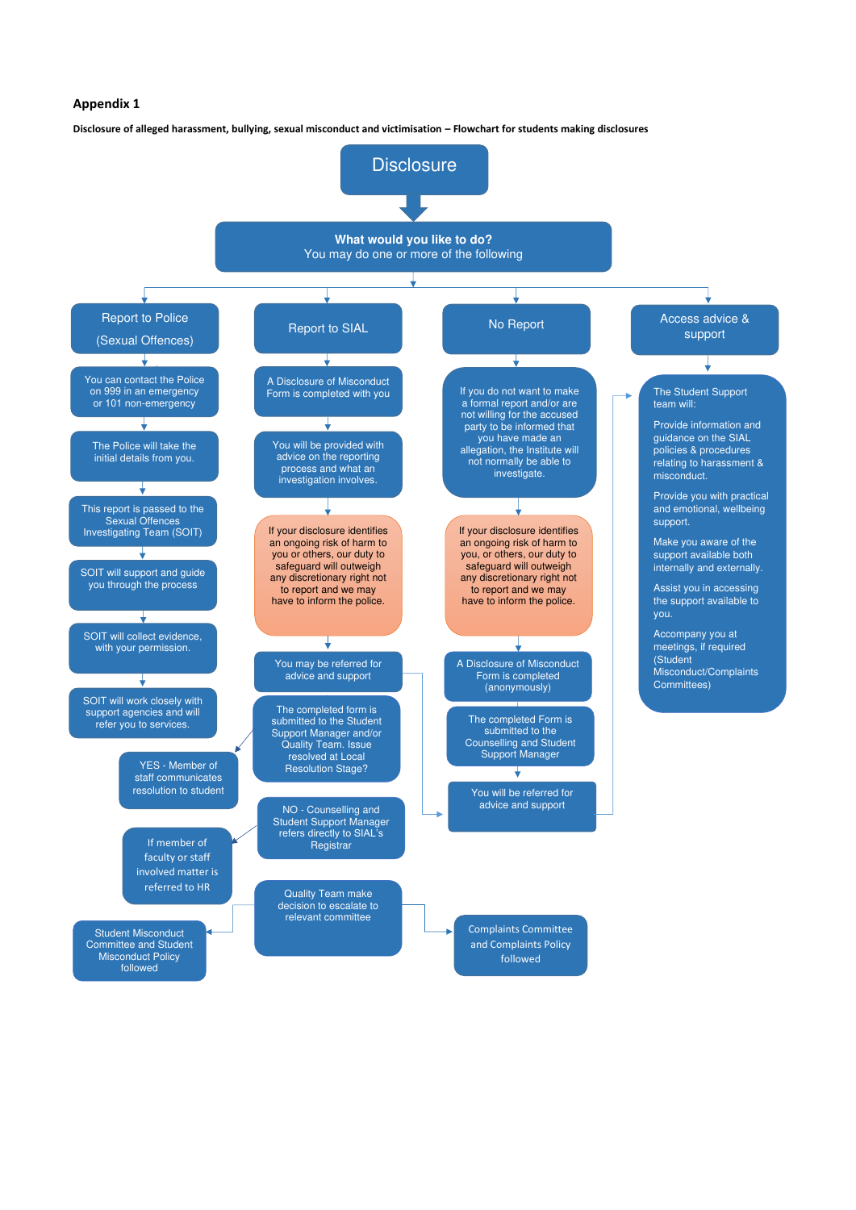## Appendix 1

**Disclosure of alleged harassment, bullying, sexual misconduct and victimisation – Flowchart for students making disclosures**

# Disclosure

**What would you like to do?**
You may do one or more of the following

### Report to Police (Sexual Offences)

- You can contact the Police on 999 in an emergency or 101 non-emergency
- The Police will take the initial details from you.
- This report is passed to the Sexual Offences Investigating Team (SOIT)
- SOIT will support and guide you through the process
- SOIT will collect evidence, with your permission.
- SOIT will work closely with support agencies and will refer you to services.

### Report to SIAL

- A Disclosure of Misconduct Form is completed with you
- You will be provided with advice on the reporting process and what an investigation involves.
- If your disclosure identifies an ongoing risk of harm to you or others, our duty to safeguard will outweigh any discretionary right not to report and we may have to inform the police.
- You may be referred for advice and support
- The completed form is submitted to the Student Support Manager and/or Quality Team. Issue resolved at Local Resolution Stage?
  - YES - Member of staff communicates resolution to student
  - NO - Counselling and Student Support Manager refers directly to SIAL's Registrar
    - If member of faculty or staff involved matter is referred to HR
- Quality Team make decision to escalate to relevant committee
  - Student Misconduct Committee and Student Misconduct Policy followed
  - Complaints Committee and Complaints Policy followed

### No Report

- If you do not want to make a formal report and/or are not willing for the accused party to be informed that you have made an allegation, the Institute will not normally be able to investigate.
- If your disclosure identifies an ongoing risk of harm to you, or others, our duty to safeguard will outweigh any discretionary right not to report and we may have to inform the police.
- A Disclosure of Misconduct Form is completed (anonymously)
- The completed Form is submitted to the Counselling and Student Support Manager
- You will be referred for advice and support

### Access advice & support

The Student Support team will:

- Provide information and guidance on the SIAL policies & procedures relating to harassment & misconduct.
- Provide you with practical and emotional, wellbeing support.
- Make you aware of the support available both internally and externally.
- Assist you in accessing the support available to you.
- Accompany you at meetings, if required (Student Misconduct/Complaints Committees)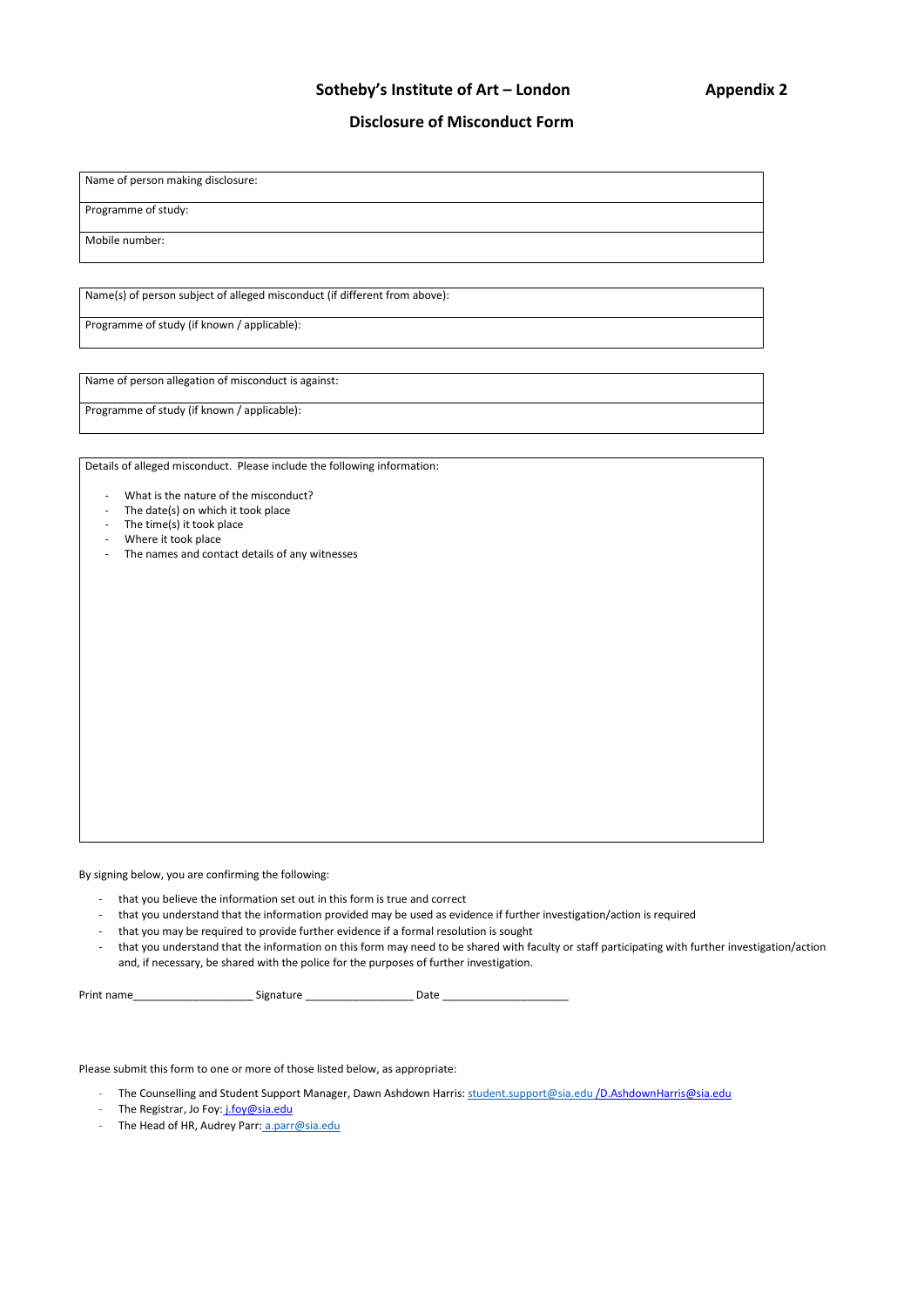## Sotheby's Institute of Art – London **Appendix 2**

## Disclosure of Misconduct Form

| |
|---|
| Name of person making disclosure: |
| Programme of study: |
| Mobile number: |

| |
|---|
| Name(s) of person subject of alleged misconduct (if different from above): |
| Programme of study (if known / applicable): |

| |
|---|
| Name of person allegation of misconduct is against: |
| Programme of study (if known / applicable): |

Details of alleged misconduct. Please include the following information:

- What is the nature of the misconduct?
- The date(s) on which it took place
- The time(s) it took place
- Where it took place
- The names and contact details of any witnesses

By signing below, you are confirming the following:

- that you believe the information set out in this form is true and correct
- that you understand that the information provided may be used as evidence if further investigation/action is required
- that you may be required to provide further evidence if a formal resolution is sought
- that you understand that the information on this form may need to be shared with faculty or staff participating with further investigation/action and, if necessary, be shared with the police for the purposes of further investigation.

Print name____________________ Signature __________________ Date _____________________

Please submit this form to one or more of those listed below, as appropriate:

- The Counselling and Student Support Manager, Dawn Ashdown Harris: student.support@sia.edu /D.AshdownHarris@sia.edu
- The Registrar, Jo Foy: j.foy@sia.edu
- The Head of HR, Audrey Parr: a.parr@sia.edu